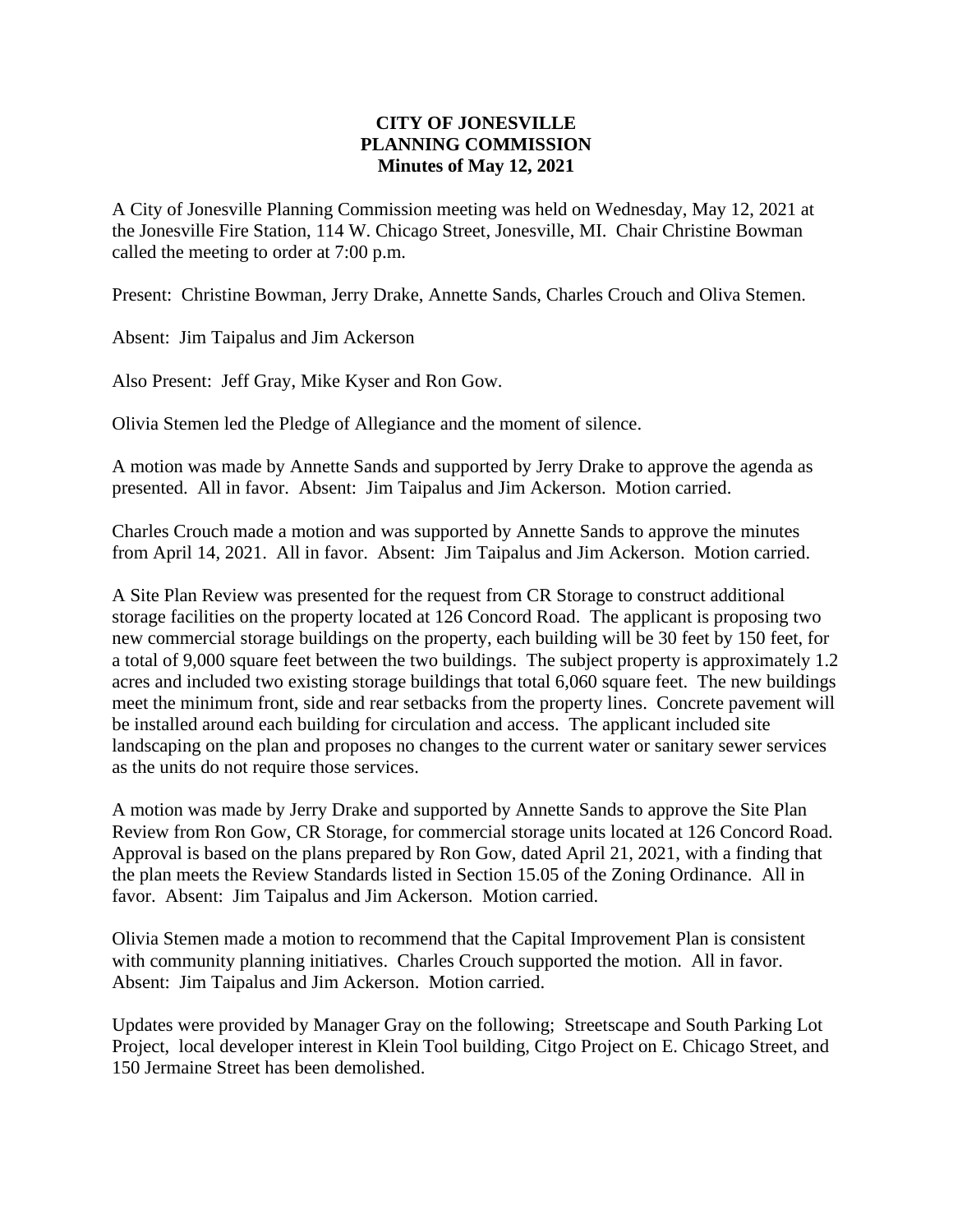**CITY OF JONESVILLE**
**PLANNING COMMISSION**
**Minutes of May 12, 2021**

A City of Jonesville Planning Commission meeting was held on Wednesday, May 12, 2021 at the Jonesville Fire Station, 114 W. Chicago Street, Jonesville, MI. Chair Christine Bowman called the meeting to order at 7:00 p.m.

Present: Christine Bowman, Jerry Drake, Annette Sands, Charles Crouch and Oliva Stemen.

Absent: Jim Taipalus and Jim Ackerson

Also Present: Jeff Gray, Mike Kyser and Ron Gow.

Olivia Stemen led the Pledge of Allegiance and the moment of silence.

A motion was made by Annette Sands and supported by Jerry Drake to approve the agenda as presented. All in favor. Absent: Jim Taipalus and Jim Ackerson. Motion carried.

Charles Crouch made a motion and was supported by Annette Sands to approve the minutes from April 14, 2021. All in favor. Absent: Jim Taipalus and Jim Ackerson. Motion carried.

A Site Plan Review was presented for the request from CR Storage to construct additional storage facilities on the property located at 126 Concord Road. The applicant is proposing two new commercial storage buildings on the property, each building will be 30 feet by 150 feet, for a total of 9,000 square feet between the two buildings. The subject property is approximately 1.2 acres and included two existing storage buildings that total 6,060 square feet. The new buildings meet the minimum front, side and rear setbacks from the property lines. Concrete pavement will be installed around each building for circulation and access. The applicant included site landscaping on the plan and proposes no changes to the current water or sanitary sewer services as the units do not require those services.

A motion was made by Jerry Drake and supported by Annette Sands to approve the Site Plan Review from Ron Gow, CR Storage, for commercial storage units located at 126 Concord Road. Approval is based on the plans prepared by Ron Gow, dated April 21, 2021, with a finding that the plan meets the Review Standards listed in Section 15.05 of the Zoning Ordinance. All in favor. Absent: Jim Taipalus and Jim Ackerson. Motion carried.

Olivia Stemen made a motion to recommend that the Capital Improvement Plan is consistent with community planning initiatives. Charles Crouch supported the motion. All in favor. Absent: Jim Taipalus and Jim Ackerson. Motion carried.

Updates were provided by Manager Gray on the following; Streetscape and South Parking Lot Project, local developer interest in Klein Tool building, Citgo Project on E. Chicago Street, and 150 Jermaine Street has been demolished.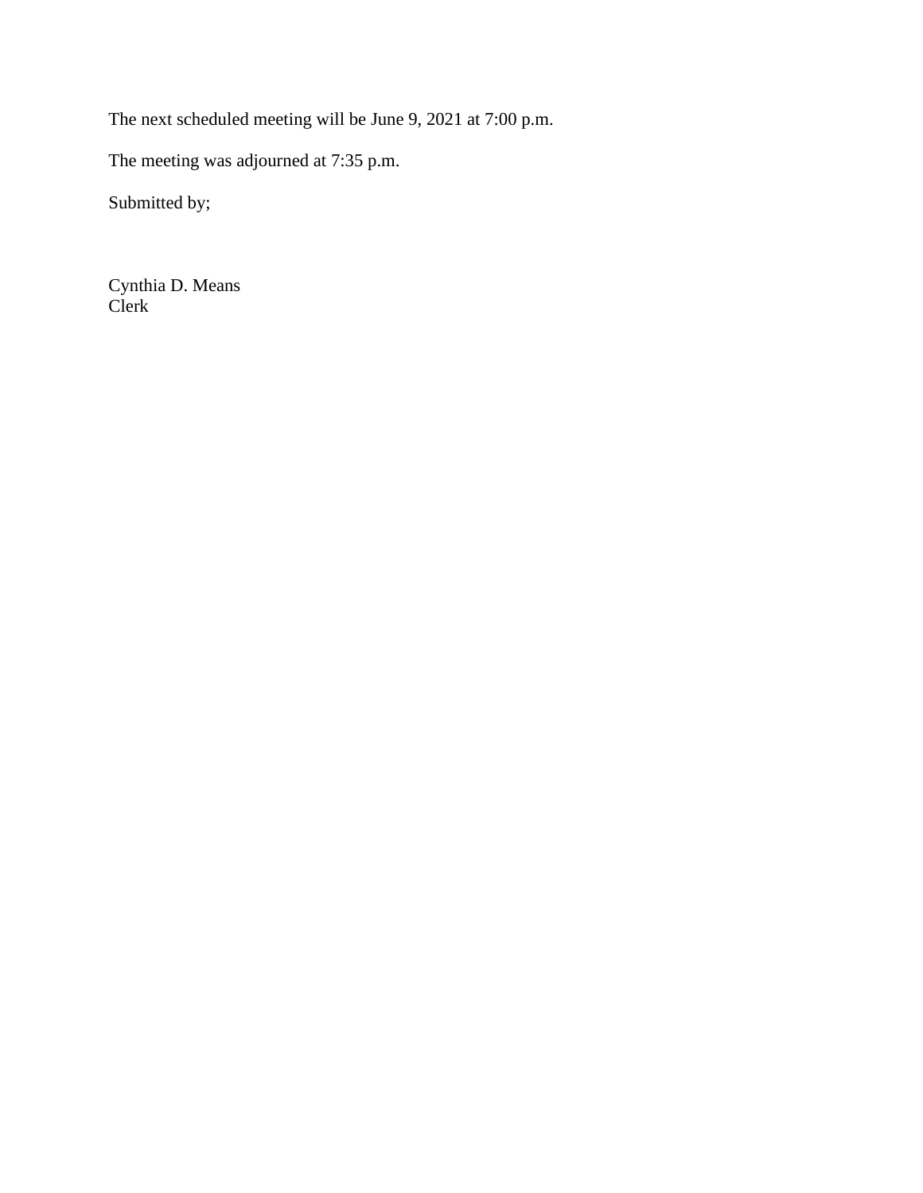The next scheduled meeting will be June 9, 2021 at 7:00 p.m.

The meeting was adjourned at 7:35 p.m.

Submitted by;

Cynthia D. Means
Clerk